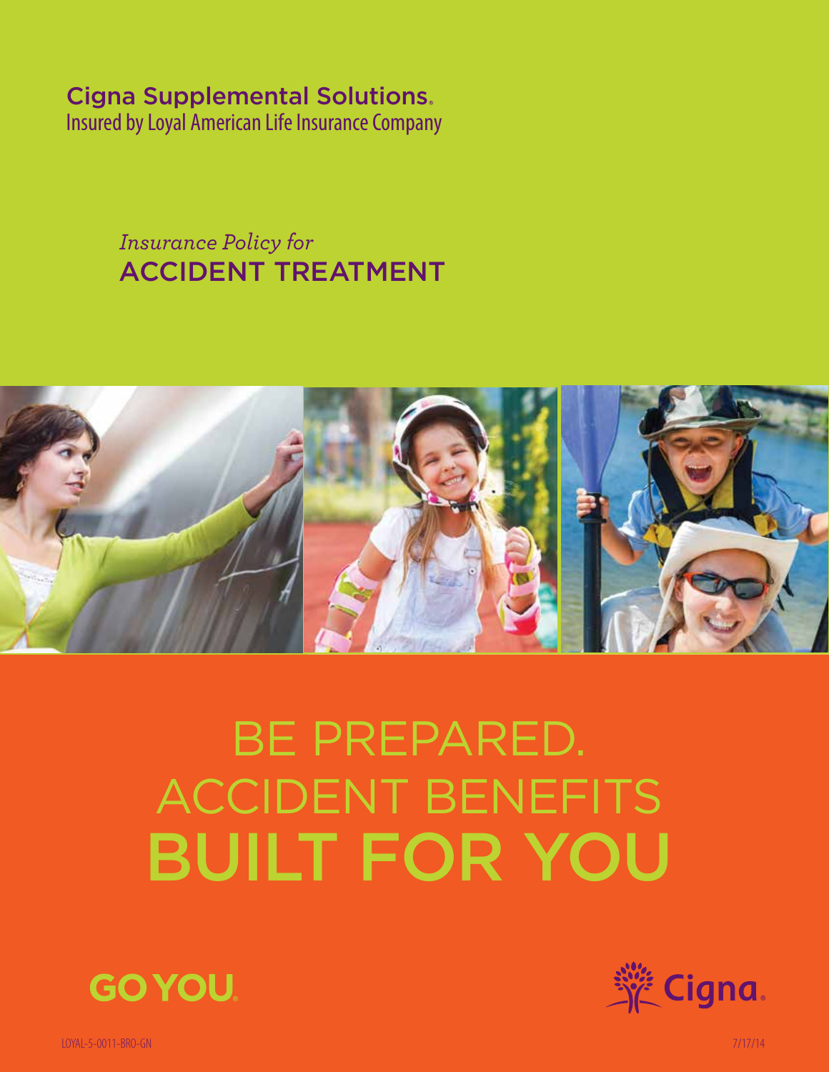Cigna Supplemental Solutions®
Insured by Loyal American Life Insurance Company

*Insurance Policy for*
# ACCIDENT TREATMENT

# BE PREPARED. ACCIDENT BENEFITS BUILT FOR YOU

GO YOU.

Cigna.

LOYAL-5-0011-BRO-GN 7/17/14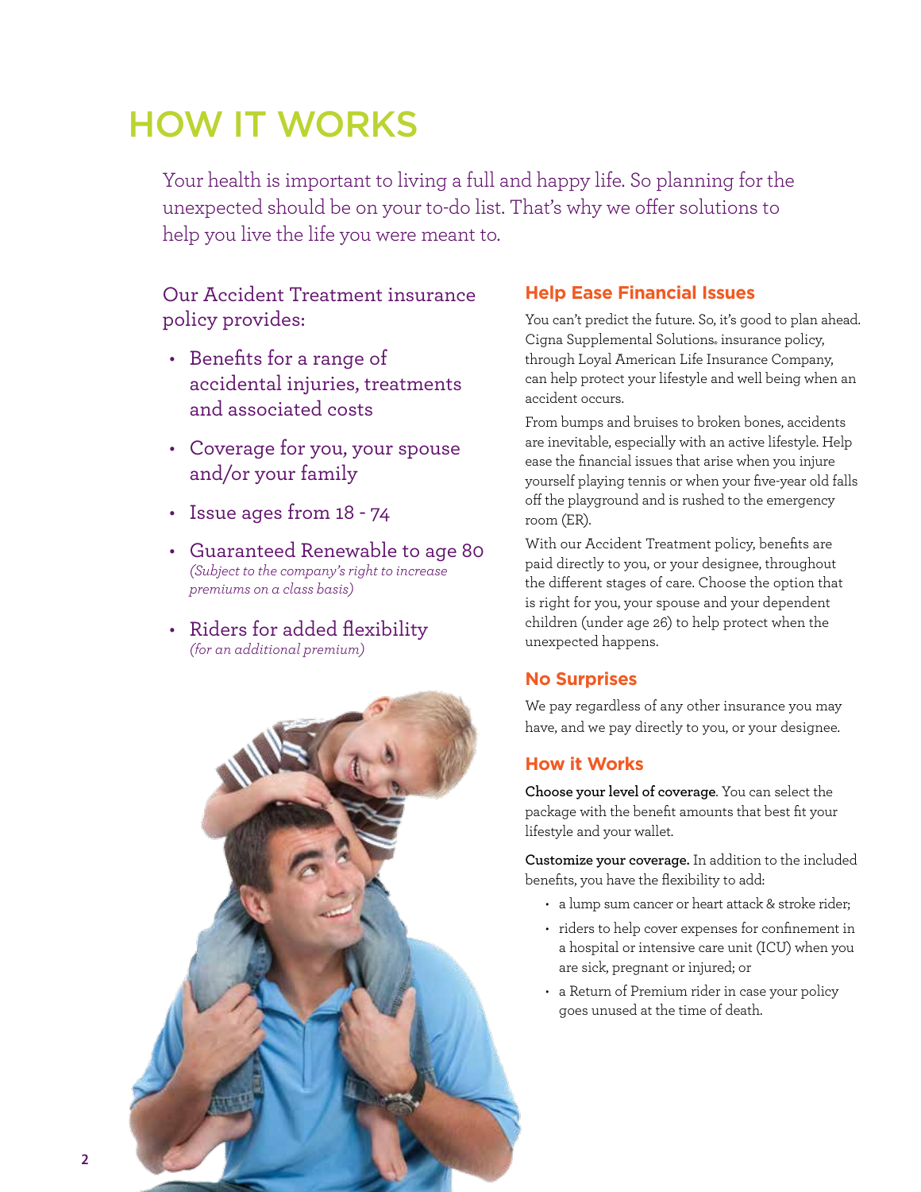# HOW IT WORKS

Your health is important to living a full and happy life. So planning for the unexpected should be on your to-do list. That's why we offer solutions to help you live the life you were meant to.

Our Accident Treatment insurance policy provides:

- Benefits for a range of accidental injuries, treatments and associated costs
- Coverage for you, your spouse and/or your family
- Issue ages from 18 - 74
- Guaranteed Renewable to age 80 *(Subject to the company's right to increase premiums on a class basis)*
- Riders for added flexibility *(for an additional premium)*

### Help Ease Financial Issues

You can't predict the future. So, it's good to plan ahead. Cigna Supplemental Solutions® insurance policy, through Loyal American Life Insurance Company, can help protect your lifestyle and well being when an accident occurs.

From bumps and bruises to broken bones, accidents are inevitable, especially with an active lifestyle. Help ease the financial issues that arise when you injure yourself playing tennis or when your five-year old falls off the playground and is rushed to the emergency room (ER).

With our Accident Treatment policy, benefits are paid directly to you, or your designee, throughout the different stages of care. Choose the option that is right for you, your spouse and your dependent children (under age 26) to help protect when the unexpected happens.

### No Surprises

We pay regardless of any other insurance you may have, and we pay directly to you, or your designee.

### How it Works

**Choose your level of coverage.** You can select the package with the benefit amounts that best fit your lifestyle and your wallet.

**Customize your coverage.** In addition to the included benefits, you have the flexibility to add:

- a lump sum cancer or heart attack & stroke rider;
- riders to help cover expenses for confinement in a hospital or intensive care unit (ICU) when you are sick, pregnant or injured; or
- a Return of Premium rider in case your policy goes unused at the time of death.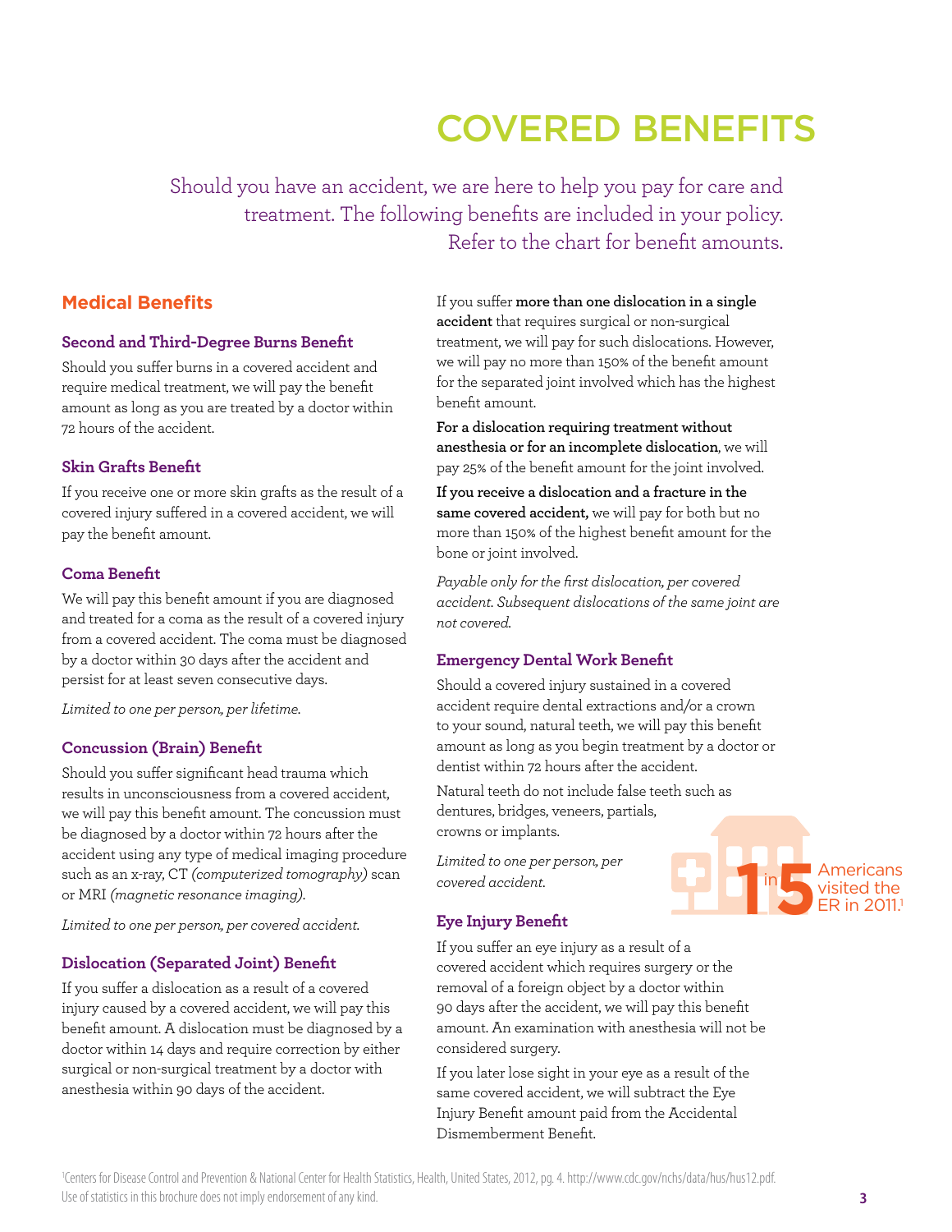# COVERED BENEFITS

Should you have an accident, we are here to help you pay for care and treatment. The following benefits are included in your policy. Refer to the chart for benefit amounts.

## Medical Benefits

### Second and Third-Degree Burns Benefit

Should you suffer burns in a covered accident and require medical treatment, we will pay the benefit amount as long as you are treated by a doctor within 72 hours of the accident.

### Skin Grafts Benefit

If you receive one or more skin grafts as the result of a covered injury suffered in a covered accident, we will pay the benefit amount.

### Coma Benefit

We will pay this benefit amount if you are diagnosed and treated for a coma as the result of a covered injury from a covered accident. The coma must be diagnosed by a doctor within 30 days after the accident and persist for at least seven consecutive days.

*Limited to one per person, per lifetime.*

### Concussion (Brain) Benefit

Should you suffer significant head trauma which results in unconsciousness from a covered accident, we will pay this benefit amount. The concussion must be diagnosed by a doctor within 72 hours after the accident using any type of medical imaging procedure such as an x-ray, CT *(computerized tomography)* scan or MRI *(magnetic resonance imaging)*.

*Limited to one per person, per covered accident.*

### Dislocation (Separated Joint) Benefit

If you suffer a dislocation as a result of a covered injury caused by a covered accident, we will pay this benefit amount. A dislocation must be diagnosed by a doctor within 14 days and require correction by either surgical or non-surgical treatment by a doctor with anesthesia within 90 days of the accident.

If you suffer **more than one dislocation in a single accident** that requires surgical or non-surgical treatment, we will pay for such dislocations. However, we will pay no more than 150% of the benefit amount for the separated joint involved which has the highest benefit amount.

**For a dislocation requiring treatment without anesthesia or for an incomplete dislocation**, we will pay 25% of the benefit amount for the joint involved.

**If you receive a dislocation and a fracture in the same covered accident,** we will pay for both but no more than 150% of the highest benefit amount for the bone or joint involved.

*Payable only for the first dislocation, per covered accident. Subsequent dislocations of the same joint are not covered.*

### Emergency Dental Work Benefit

Should a covered injury sustained in a covered accident require dental extractions and/or a crown to your sound, natural teeth, we will pay this benefit amount as long as you begin treatment by a doctor or dentist within 72 hours after the accident.

Natural teeth do not include false teeth such as dentures, bridges, veneers, partials, crowns or implants.

*Limited to one per person, per covered accident.*

1 in 5 Americans visited the ER in 2011.[1]

### Eye Injury Benefit

If you suffer an eye injury as a result of a covered accident which requires surgery or the removal of a foreign object by a doctor within 90 days after the accident, we will pay this benefit amount. An examination with anesthesia will not be considered surgery.

If you later lose sight in your eye as a result of the same covered accident, we will subtract the Eye Injury Benefit amount paid from the Accidental Dismemberment Benefit.

[1]Centers for Disease Control and Prevention & National Center for Health Statistics, Health, United States, 2012, pg. 4. http://www.cdc.gov/nchs/data/hus/hus12.pdf. Use of statistics in this brochure does not imply endorsement of any kind.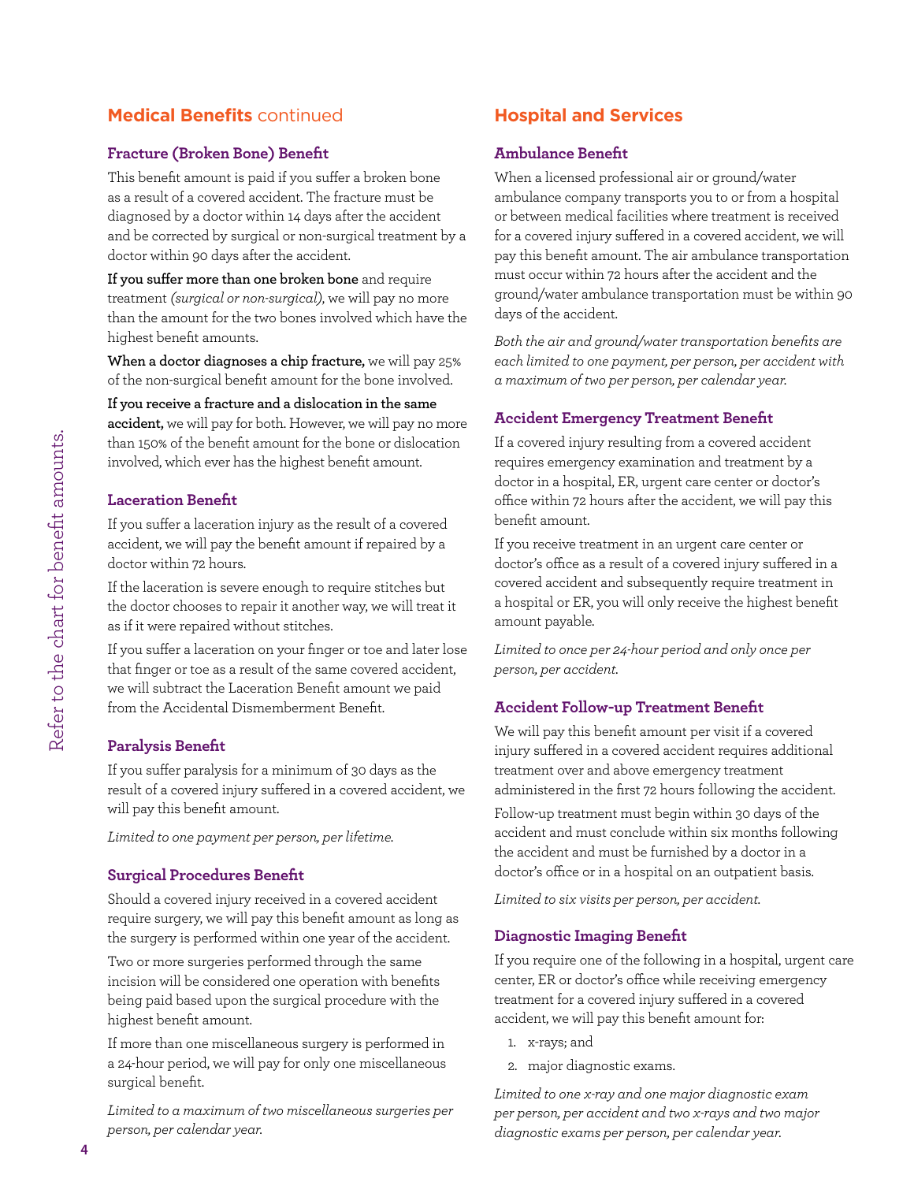## Medical Benefits continued

### Fracture (Broken Bone) Benefit

This benefit amount is paid if you suffer a broken bone as a result of a covered accident. The fracture must be diagnosed by a doctor within 14 days after the accident and be corrected by surgical or non-surgical treatment by a doctor within 90 days after the accident.

**If you suffer more than one broken bone** and require treatment *(surgical or non-surgical)*, we will pay no more than the amount for the two bones involved which have the highest benefit amounts.

**When a doctor diagnoses a chip fracture,** we will pay 25% of the non-surgical benefit amount for the bone involved.

**If you receive a fracture and a dislocation in the same accident,** we will pay for both. However, we will pay no more than 150% of the benefit amount for the bone or dislocation involved, which ever has the highest benefit amount.

### Laceration Benefit

If you suffer a laceration injury as the result of a covered accident, we will pay the benefit amount if repaired by a doctor within 72 hours.

If the laceration is severe enough to require stitches but the doctor chooses to repair it another way, we will treat it as if it were repaired without stitches.

If you suffer a laceration on your finger or toe and later lose that finger or toe as a result of the same covered accident, we will subtract the Laceration Benefit amount we paid from the Accidental Dismemberment Benefit.

### Paralysis Benefit

If you suffer paralysis for a minimum of 30 days as the result of a covered injury suffered in a covered accident, we will pay this benefit amount.

*Limited to one payment per person, per lifetime.*

### Surgical Procedures Benefit

Should a covered injury received in a covered accident require surgery, we will pay this benefit amount as long as the surgery is performed within one year of the accident.

Two or more surgeries performed through the same incision will be considered one operation with benefits being paid based upon the surgical procedure with the highest benefit amount.

If more than one miscellaneous surgery is performed in a 24-hour period, we will pay for only one miscellaneous surgical benefit.

*Limited to a maximum of two miscellaneous surgeries per person, per calendar year.*

Refer to the chart for benefit amounts.

## Hospital and Services

### Ambulance Benefit

When a licensed professional air or ground/water ambulance company transports you to or from a hospital or between medical facilities where treatment is received for a covered injury suffered in a covered accident, we will pay this benefit amount. The air ambulance transportation must occur within 72 hours after the accident and the ground/water ambulance transportation must be within 90 days of the accident.

*Both the air and ground/water transportation benefits are each limited to one payment, per person, per accident with a maximum of two per person, per calendar year.*

### Accident Emergency Treatment Benefit

If a covered injury resulting from a covered accident requires emergency examination and treatment by a doctor in a hospital, ER, urgent care center or doctor's office within 72 hours after the accident, we will pay this benefit amount.

If you receive treatment in an urgent care center or doctor's office as a result of a covered injury suffered in a covered accident and subsequently require treatment in a hospital or ER, you will only receive the highest benefit amount payable.

*Limited to once per 24-hour period and only once per person, per accident.*

### Accident Follow-up Treatment Benefit

We will pay this benefit amount per visit if a covered injury suffered in a covered accident requires additional treatment over and above emergency treatment administered in the first 72 hours following the accident.

Follow-up treatment must begin within 30 days of the accident and must conclude within six months following the accident and must be furnished by a doctor in a doctor's office or in a hospital on an outpatient basis.

*Limited to six visits per person, per accident.*

### Diagnostic Imaging Benefit

If you require one of the following in a hospital, urgent care center, ER or doctor's office while receiving emergency treatment for a covered injury suffered in a covered accident, we will pay this benefit amount for:

1. x-rays; and
2. major diagnostic exams.

*Limited to one x-ray and one major diagnostic exam per person, per accident and two x-rays and two major diagnostic exams per person, per calendar year.*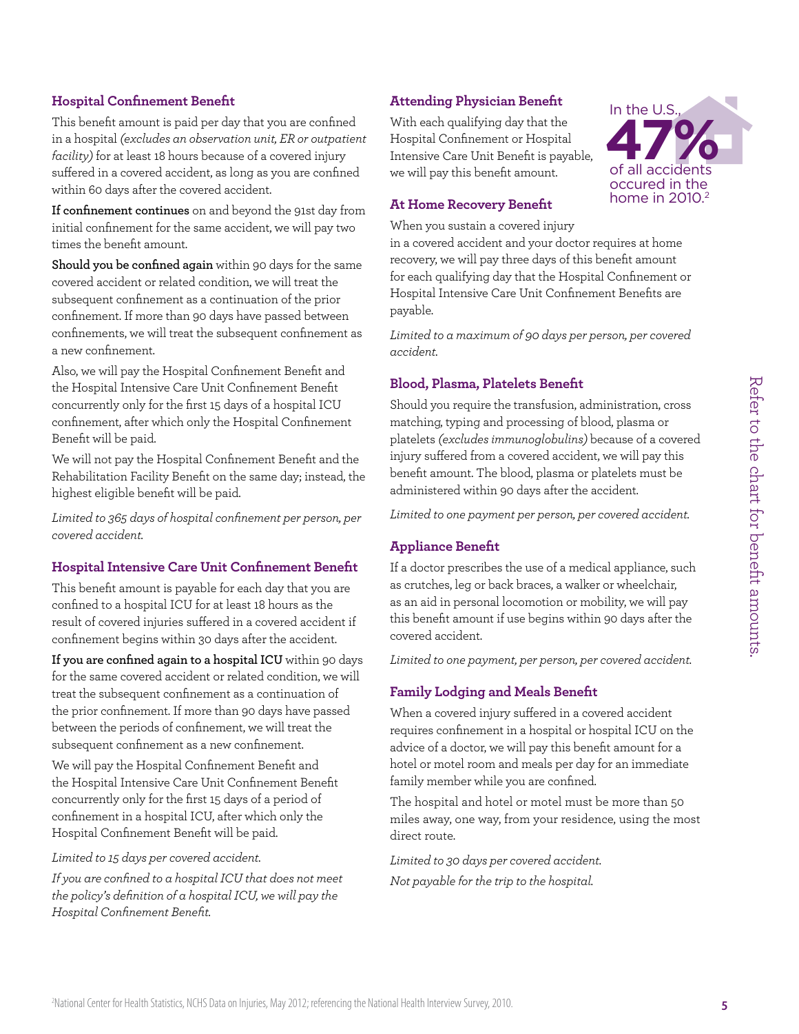### Hospital Confinement Benefit

This benefit amount is paid per day that you are confined in a hospital *(excludes an observation unit, ER or outpatient facility)* for at least 18 hours because of a covered injury suffered in a covered accident, as long as you are confined within 60 days after the covered accident.

**If confinement continues** on and beyond the 91st day from initial confinement for the same accident, we will pay two times the benefit amount.

**Should you be confined again** within 90 days for the same covered accident or related condition, we will treat the subsequent confinement as a continuation of the prior confinement. If more than 90 days have passed between confinements, we will treat the subsequent confinement as a new confinement.

Also, we will pay the Hospital Confinement Benefit and the Hospital Intensive Care Unit Confinement Benefit concurrently only for the first 15 days of a hospital ICU confinement, after which only the Hospital Confinement Benefit will be paid.

We will not pay the Hospital Confinement Benefit and the Rehabilitation Facility Benefit on the same day; instead, the highest eligible benefit will be paid.

*Limited to 365 days of hospital confinement per person, per covered accident.*

### Hospital Intensive Care Unit Confinement Benefit

This benefit amount is payable for each day that you are confined to a hospital ICU for at least 18 hours as the result of covered injuries suffered in a covered accident if confinement begins within 30 days after the accident.

**If you are confined again to a hospital ICU** within 90 days for the same covered accident or related condition, we will treat the subsequent confinement as a continuation of the prior confinement. If more than 90 days have passed between the periods of confinement, we will treat the subsequent confinement as a new confinement.

We will pay the Hospital Confinement Benefit and the Hospital Intensive Care Unit Confinement Benefit concurrently only for the first 15 days of a period of confinement in a hospital ICU, after which only the Hospital Confinement Benefit will be paid.

*Limited to 15 days per covered accident.*

*If you are confined to a hospital ICU that does not meet the policy's definition of a hospital ICU, we will pay the Hospital Confinement Benefit.*

### Attending Physician Benefit

With each qualifying day that the Hospital Confinement or Hospital Intensive Care Unit Benefit is payable, we will pay this benefit amount.

In the U.S., **47%** of all accidents occured in the home in 2010.[2]

### At Home Recovery Benefit

When you sustain a covered injury in a covered accident and your doctor requires at home recovery, we will pay three days of this benefit amount for each qualifying day that the Hospital Confinement or Hospital Intensive Care Unit Confinement Benefits are payable.

*Limited to a maximum of 90 days per person, per covered accident.*

### Blood, Plasma, Platelets Benefit

Should you require the transfusion, administration, cross matching, typing and processing of blood, plasma or platelets *(excludes immunoglobulins)* because of a covered injury suffered from a covered accident, we will pay this benefit amount. The blood, plasma or platelets must be administered within 90 days after the accident.

*Limited to one payment per person, per covered accident.*

### Appliance Benefit

If a doctor prescribes the use of a medical appliance, such as crutches, leg or back braces, a walker or wheelchair, as an aid in personal locomotion or mobility, we will pay this benefit amount if use begins within 90 days after the covered accident.

*Limited to one payment, per person, per covered accident.*

### Family Lodging and Meals Benefit

When a covered injury suffered in a covered accident requires confinement in a hospital or hospital ICU on the advice of a doctor, we will pay this benefit amount for a hotel or motel room and meals per day for an immediate family member while you are confined.

The hospital and hotel or motel must be more than 50 miles away, one way, from your residence, using the most direct route.

*Limited to 30 days per covered accident.*

*Not payable for the trip to the hospital.*

Refer to the chart for benefit amounts.

[2]National Center for Health Statistics, NCHS Data on Injuries, May 2012; referencing the National Health Interview Survey, 2010.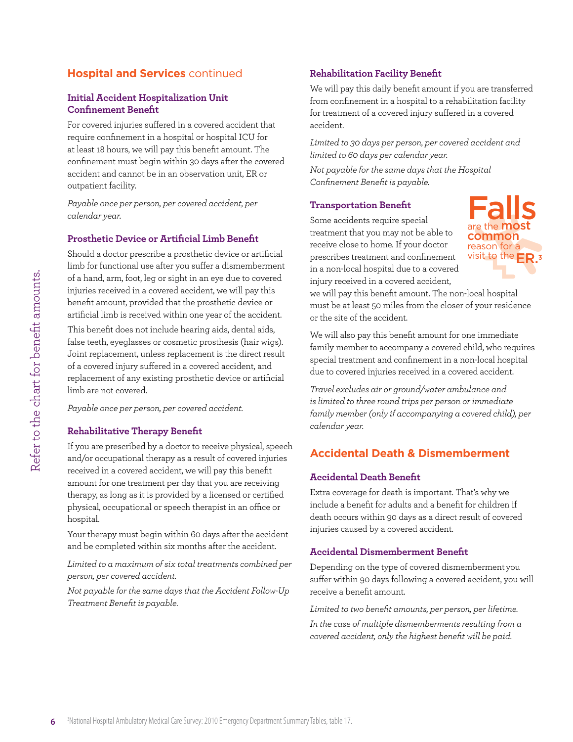## Hospital and Services continued

### Initial Accident Hospitalization Unit Confinement Benefit

For covered injuries suffered in a covered accident that require confinement in a hospital or hospital ICU for at least 18 hours, we will pay this benefit amount. The confinement must begin within 30 days after the covered accident and cannot be in an observation unit, ER or outpatient facility.

*Payable once per person, per covered accident, per calendar year.*

### Prosthetic Device or Artificial Limb Benefit

Should a doctor prescribe a prosthetic device or artificial limb for functional use after you suffer a dismemberment of a hand, arm, foot, leg or sight in an eye due to covered injuries received in a covered accident, we will pay this benefit amount, provided that the prosthetic device or artificial limb is received within one year of the accident.

This benefit does not include hearing aids, dental aids, false teeth, eyeglasses or cosmetic prosthesis (hair wigs). Joint replacement, unless replacement is the direct result of a covered injury suffered in a covered accident, and replacement of any existing prosthetic device or artificial limb are not covered.

*Payable once per person, per covered accident.*

### Rehabilitative Therapy Benefit

If you are prescribed by a doctor to receive physical, speech and/or occupational therapy as a result of covered injuries received in a covered accident, we will pay this benefit amount for one treatment per day that you are receiving therapy, as long as it is provided by a licensed or certified physical, occupational or speech therapist in an office or hospital.

Your therapy must begin within 60 days after the accident and be completed within six months after the accident.

*Limited to a maximum of six total treatments combined per person, per covered accident.*

*Not payable for the same days that the Accident Follow-Up Treatment Benefit is payable.*

### Rehabilitation Facility Benefit

We will pay this daily benefit amount if you are transferred from confinement in a hospital to a rehabilitation facility for treatment of a covered injury suffered in a covered accident.

*Limited to 30 days per person, per covered accident and limited to 60 days per calendar year.*

*Not payable for the same days that the Hospital Confinement Benefit is payable.*

### Transportation Benefit

Some accidents require special treatment that you may not be able to receive close to home. If your doctor prescribes treatment and confinement in a non-local hospital due to a covered injury received in a covered accident, we will pay this benefit amount. The non-local hospital must be at least 50 miles from the closer of your residence or the site of the accident.

We will also pay this benefit amount for one immediate family member to accompany a covered child, who requires special treatment and confinement in a non-local hospital due to covered injuries received in a covered accident.

*Travel excludes air or ground/water ambulance and is limited to three round trips per person or immediate family member (only if accompanying a covered child), per calendar year.*

**Falls** are the **most common** reason for a visit to the **ER.**[3]

## Accidental Death & Dismemberment

### Accidental Death Benefit

Extra coverage for death is important. That's why we include a benefit for adults and a benefit for children if death occurs within 90 days as a direct result of covered injuries caused by a covered accident.

### Accidental Dismemberment Benefit

Depending on the type of covered dismemberment you suffer within 90 days following a covered accident, you will receive a benefit amount.

*Limited to two benefit amounts, per person, per lifetime.*

*In the case of multiple dismemberments resulting from a covered accident, only the highest benefit will be paid.*

Refer to the chart for benefit amounts.

[3]National Hospital Ambulatory Medical Care Survey: 2010 Emergency Department Summary Tables, table 17.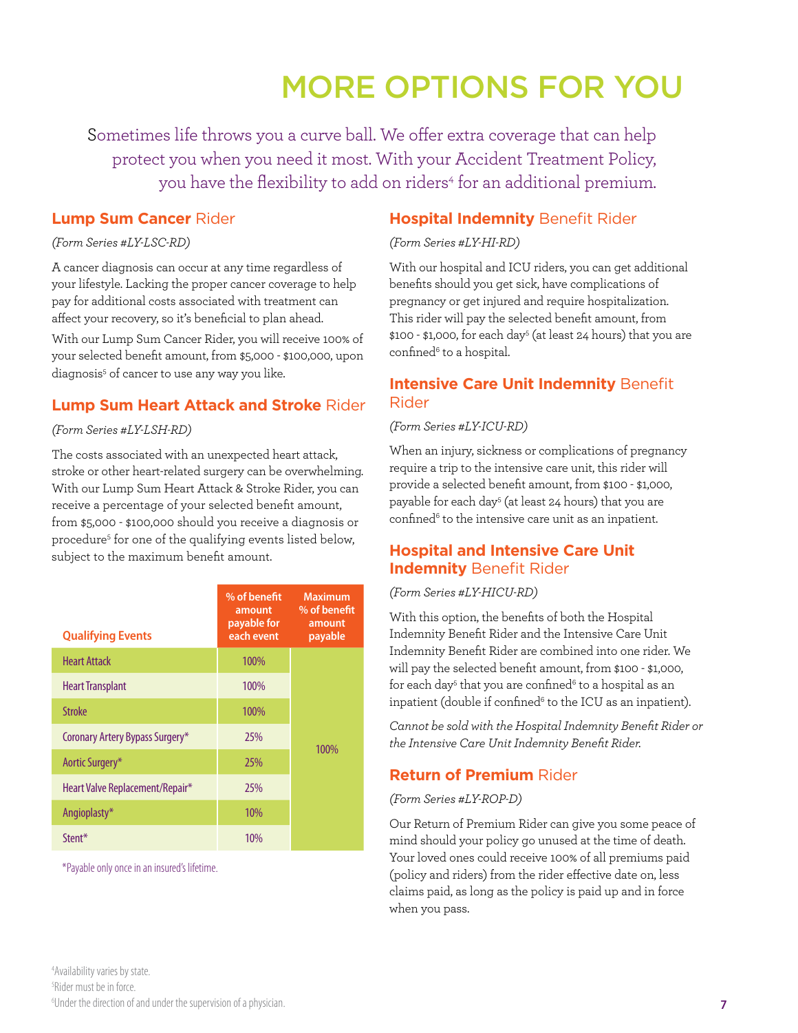# MORE OPTIONS FOR YOU

Sometimes life throws you a curve ball. We offer extra coverage that can help protect you when you need it most. With your Accident Treatment Policy, you have the flexibility to add on riders[4] for an additional premium.

## **Lump Sum Cancer** Rider

*(Form Series #LY-LSC-RD)*

A cancer diagnosis can occur at any time regardless of your lifestyle. Lacking the proper cancer coverage to help pay for additional costs associated with treatment can affect your recovery, so it's beneficial to plan ahead.

With our Lump Sum Cancer Rider, you will receive 100% of your selected benefit amount, from $5,000 - $100,000, upon diagnosis[5] of cancer to use any way you like.

## **Lump Sum Heart Attack and Stroke** Rider

*(Form Series #LY-LSH-RD)*

The costs associated with an unexpected heart attack, stroke or other heart-related surgery can be overwhelming. With our Lump Sum Heart Attack & Stroke Rider, you can receive a percentage of your selected benefit amount, from $5,000 - $100,000 should you receive a diagnosis or procedure[5] for one of the qualifying events listed below, subject to the maximum benefit amount.

| Qualifying Events | % of benefit amount payable for each event | Maximum % of benefit amount payable |
|---|---|---|
| Heart Attack | 100% | 100% |
| Heart Transplant | 100% | |
| Stroke | 100% | |
| Coronary Artery Bypass Surgery* | 25% | |
| Aortic Surgery* | 25% | |
| Heart Valve Replacement/Repair* | 25% | |
| Angioplasty* | 10% | |
| Stent* | 10% | |

*Payable only once in an insured's lifetime.

## **Hospital Indemnity** Benefit Rider

*(Form Series #LY-HI-RD)*

With our hospital and ICU riders, you can get additional benefits should you get sick, have complications of pregnancy or get injured and require hospitalization. This rider will pay the selected benefit amount, from $100 - $1,000, for each day[5] (at least 24 hours) that you are confined[6] to a hospital.

## **Intensive Care Unit Indemnity** Benefit Rider

*(Form Series #LY-ICU-RD)*

When an injury, sickness or complications of pregnancy require a trip to the intensive care unit, this rider will provide a selected benefit amount, from $100 - $1,000, payable for each day[5] (at least 24 hours) that you are confined[6] to the intensive care unit as an inpatient.

## **Hospital and Intensive Care Unit Indemnity** Benefit Rider

*(Form Series #LY-HICU-RD)*

With this option, the benefits of both the Hospital Indemnity Benefit Rider and the Intensive Care Unit Indemnity Benefit Rider are combined into one rider. We will pay the selected benefit amount, from $100 - $1,000, for each day[5] that you are confined[6] to a hospital as an inpatient (double if confined[6] to the ICU as an inpatient).

*Cannot be sold with the Hospital Indemnity Benefit Rider or the Intensive Care Unit Indemnity Benefit Rider.*

## **Return of Premium** Rider

*(Form Series #LY-ROP-D)*

Our Return of Premium Rider can give you some peace of mind should your policy go unused at the time of death. Your loved ones could receive 100% of all premiums paid (policy and riders) from the rider effective date on, less claims paid, as long as the policy is paid up and in force when you pass.

[4]Availability varies by state.
[5]Rider must be in force.
[6]Under the direction of and under the supervision of a physician.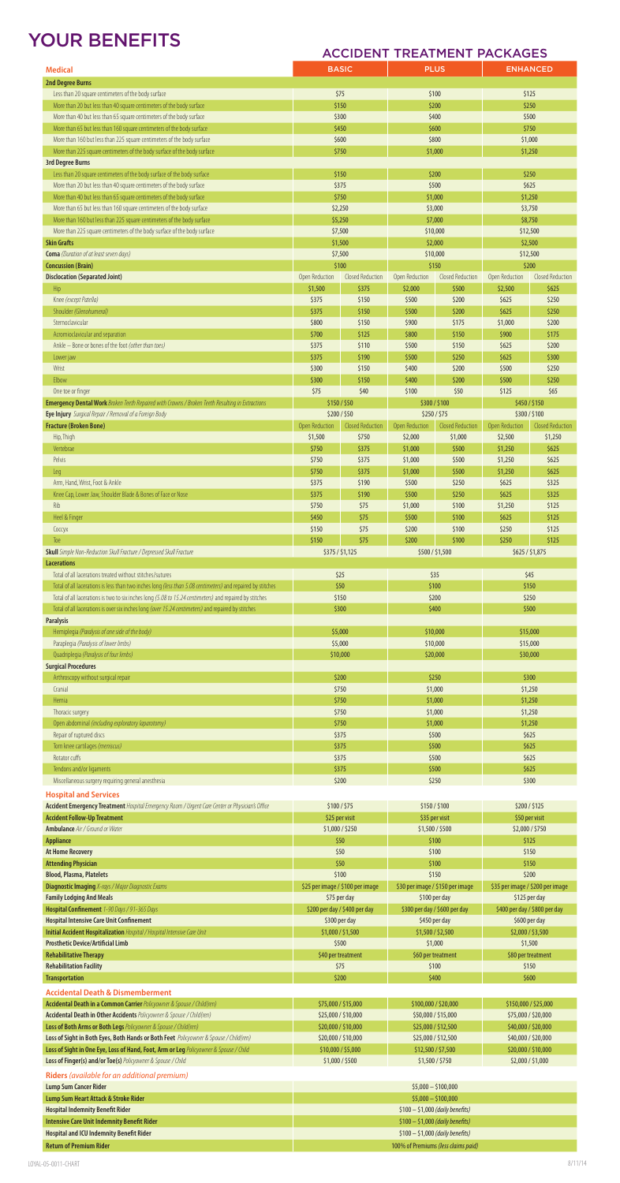# YOUR BENEFITS

## ACCIDENT TREATMENT PACKAGES

| Medical | BASIC | | PLUS | | ENHANCED | |
|---|---|---|---|---|---|---|
| **2nd Degree Burns** | | | | | | |
| Less than 20 square centimeters of the body surface | $75 | | $100 | | $125 | |
| More than 20 but less than 40 square centimeters of the body surface | $150 | | $200 | | $250 | |
| More than 40 but less than 65 square centimeters of the body surface | $300 | | $400 | | $500 | |
| More than 65 but less than 160 square centimeters of the body surface | $450 | | $600 | | $750 | |
| More than 160 but less than 225 square centimeters of the body surface | $600 | | $800 | | $1,000 | |
| More than 225 square centimeters of the body surface of the body surface | $750 | | $1,000 | | $1,250 | |
| **3rd Degree Burns** | | | | | | |
| Less than 20 square centimeters of the body surface of the body surface | $150 | | $200 | | $250 | |
| More than 20 but less than 40 square centimeters of the body surface | $375 | | $500 | | $625 | |
| More than 40 but less than 65 square centimeters of the body surface | $750 | | $1,000 | | $1,250 | |
| More than 65 but less than 160 square centimeters of the body surface | $2,250 | | $3,000 | | $3,750 | |
| More than 160 but less than 225 square centimeters of the body surface | $5,250 | | $7,000 | | $8,750 | |
| More than 225 square centimeters of the body surface of the body surface | $7,500 | | $10,000 | | $12,500 | |
| **Skin Grafts** | $1,500 | | $2,000 | | $2,500 | |
| **Coma** *(Duration of at least seven days)* | $7,500 | | $10,000 | | $12,500 | |
| **Concussion (Brain)** | $100 | | $150 | | $200 | |
| **Dislocation (Separated Joint)** | Open Reduction | Closed Reduction | Open Reduction | Closed Reduction | Open Reduction | Closed Reduction |
| Hip | $1,500 | $375 | $2,000 | $500 | $2,500 | $625 |
| Knee *(except Patella)* | $375 | $150 | $500 | $200 | $625 | $250 |
| Shoulder *(Glenohumeral)* | $375 | $150 | $500 | $200 | $625 | $250 |
| Sternoclavicular | $800 | $150 | $900 | $175 | $1,000 | $200 |
| Acromioclavicular and separation | $700 | $125 | $800 | $150 | $900 | $175 |
| Ankle — Bone or bones of the foot *(other than toes)* | $375 | $110 | $500 | $150 | $625 | $200 |
| Lower jaw | $375 | $190 | $500 | $250 | $625 | $300 |
| Wrist | $300 | $150 | $400 | $200 | $500 | $250 |
| Elbow | $300 | $150 | $400 | $200 | $500 | $250 |
| One toe or finger | $75 | $40 | $100 | $50 | $125 | $65 |
| **Emergency Dental Work** *Broken Teeth Repaired with Crowns / Broken Teeth Resulting in Extractions* | $150 / $50 | | $300 / $100 | | $450 / $150 | |
| **Eye Injury** *Surgical Repair / Removal of a Foreign Body* | $200 / $50 | | $250 / $75 | | $300 / $100 | |
| **Fracture (Broken Bone)** | Open Reduction | Closed Reduction | Open Reduction | Closed Reduction | Open Reduction | Closed Reduction |
| Hip, Thigh | $1,500 | $750 | $2,000 | $1,000 | $2,500 | $1,250 |
| Vertebrae | $750 | $375 | $1,000 | $500 | $1,250 | $625 |
| Pelvis | $750 | $375 | $1,000 | $500 | $1,250 | $625 |
| Leg | $750 | $375 | $1,000 | $500 | $1,250 | $625 |
| Arm, Hand, Wrist, Foot & Ankle | $375 | $190 | $500 | $250 | $625 | $325 |
| Knee Cap, Lower Jaw, Shoulder Blade & Bones of Face or Nose | $375 | $190 | $500 | $250 | $625 | $325 |
| Rib | $750 | $75 | $1,000 | $100 | $1,250 | $125 |
| Heel & Finger | $450 | $75 | $500 | $100 | $625 | $125 |
| Coccyx | $150 | $75 | $200 | $100 | $250 | $125 |
| Toe | $150 | $75 | $200 | $100 | $250 | $125 |
| **Skull** *Simple Non-Reduction Skull Fracture / Depressed Skull Fracture* | $375 / $1,125 | | $500 / $1,500 | | $625 / $1,875 | |
| **Lacerations** | | | | | | |
| Total of all lacerations treated without stitches/sutures | $25 | | $35 | | $45 | |
| Total of all lacerations is less than two inches long *(less than 5.08 centimeters)* and repaired by stitches | $50 | | $100 | | $150 | |
| Total of all lacerations is two to six inches long *(5.08 to 15.24 centimeters)* and repaired by stitches | $150 | | $200 | | $250 | |
| Total of all lacerations is over six inches long *(over 15.24 centimeters)* and repaired by stitches | $300 | | $400 | | $500 | |
| **Paralysis** | | | | | | |
| Hemiplegia *(Paralysis of one side of the body)* | $5,000 | | $10,000 | | $15,000 | |
| Paraplegia *(Paralysis of lower limbs)* | $5,000 | | $10,000 | | $15,000 | |
| Quadriplegia *(Paralysis of four limbs)* | $10,000 | | $20,000 | | $30,000 | |
| **Surgical Procedures** | | | | | | |
| Arthroscopy without surgical repair | $200 | | $250 | | $300 | |
| Cranial | $750 | | $1,000 | | $1,250 | |
| Hernia | $750 | | $1,000 | | $1,250 | |
| Thoracic surgery | $750 | | $1,000 | | $1,250 | |
| Open abdominal *(including exploratory laparotomy)* | $750 | | $1,000 | | $1,250 | |
| Repair of ruptured discs | $375 | | $500 | | $625 | |
| Torn knee cartilages *(meniscus)* | $375 | | $500 | | $625 | |
| Rotator cuffs | $375 | | $500 | | $625 | |
| Tendons and/or ligaments | $375 | | $500 | | $625 | |
| Miscellaneous surgery requiring general anesthesia | $200 | | $250 | | $300 | |

### Hospital and Services

| | BASIC | PLUS | ENHANCED |
|---|---|---|---|
| **Accident Emergency Treatment** *Hospital Emergency Room / Urgent Care Center or Physician's Office* | $100 / $75 | $150 / $100 | $200 / $125 |
| **Accident Follow-Up Treatment** | $25 per visit | $35 per visit | $50 per visit |
| **Ambulance** *Air / Ground or Water* | $1,000 / $250 | $1,500 / $500 | $2,000 / $750 |
| **Appliance** | $50 | $100 | $125 |
| **At Home Recovery** | $50 | $100 | $150 |
| **Attending Physician** | $50 | $100 | $150 |
| **Blood, Plasma, Platelets** | $100 | $150 | $200 |
| **Diagnostic Imaging** *X-rays / Major Diagnostic Exams* | $25 per image / $100 per image | $30 per image / $150 per image | $35 per image / $200 per image |
| **Family Lodging And Meals** | $75 per day | $100 per day | $125 per day |
| **Hospital Confinement** *1–90 Days / 91–365 Days* | $200 per day / $400 per day | $300 per day / $600 per day | $400 per day / $800 per day |
| **Hospital Intensive Care Unit Confinement** | $300 per day | $450 per day | $600 per day |
| **Initial Accident Hospitalization** *Hospital / Hospital Intensive Care Unit* | $1,000 / $1,500 | $1,500 / $2,500 | $2,000 / $3,500 |
| **Prosthetic Device/Artificial Limb** | $500 | $1,000 | $1,500 |
| **Rehabilitative Therapy** | $40 per treatment | $60 per treatment | $80 per treatment |
| **Rehabilitation Facility** | $75 | $100 | $150 |
| **Transportation** | $200 | $400 | $600 |

### Accidental Death & Dismemberment

| | BASIC | PLUS | ENHANCED |
|---|---|---|---|
| **Accidental Death in a Common Carrier** *Policyowner & Spouse / Child(ren)* | $75,000 / $15,000 | $100,000 / $20,000 | $150,000 / $25,000 |
| **Accidental Death in Other Accidents** *Policyowner & Spouse / Child(ren)* | $25,000 / $10,000 | $50,000 / $15,000 | $75,000 / $20,000 |
| **Loss of Both Arms or Both Legs** *Policyowner & Spouse / Child(ren)* | $20,000 / $10,000 | $25,000 / $12,500 | $40,000 / $20,000 |
| **Loss of Sight in Both Eyes, Both Hands or Both Feet** *Policyowner & Spouse / Child(ren)* | $20,000 / $10,000 | $25,000 / $12,500 | $40,000 / $20,000 |
| **Loss of Sight in One Eye, Loss of Hand, Foot, Arm or Leg** *Policyowner & Spouse / Child* | $10,000 / $5,000 | $12,500 / $7,500 | $20,000 / $10,000 |
| **Loss of Finger(s) and/or Toe(s)** *Policyowner & Spouse / Child* | $1,000 / $500 | $1,500 / $750 | $2,000 / $1,000 |

### Riders *(available for an additional premium)*

| | |
|---|---|
| **Lump Sum Cancer Rider** | $5,000 – $100,000 |
| **Lump Sum Heart Attack & Stroke Rider** | $5,000 – $100,000 |
| **Hospital Indemnity Benefit Rider** | $100 – $1,000 *(daily benefits)* |
| **Intensive Care Unit Indemnity Benefit Rider** | $100 – $1,000 *(daily benefits)* |
| **Hospital and ICU Indemnity Benefit Rider** | $100 – $1,000 *(daily benefits)* |
| **Return of Premium Rider** | 100% of Premiums *(less claims paid)* |

LOYAL-05-0011-CHART 8/11/14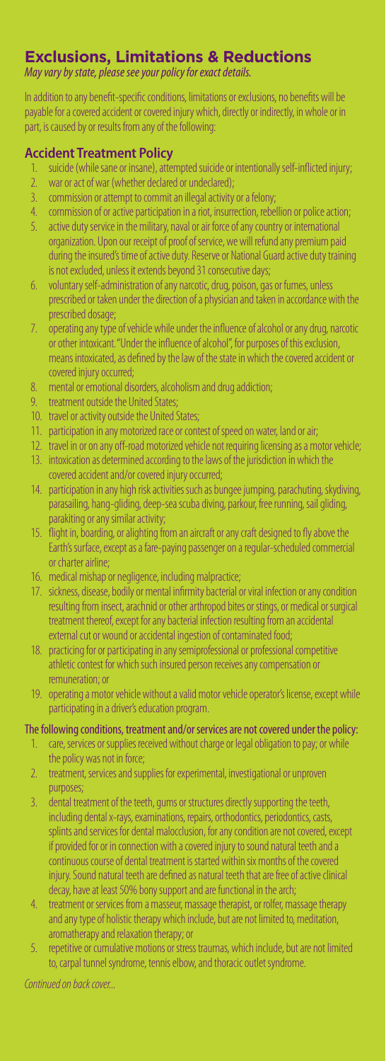# Exclusions, Limitations & Reductions

*May vary by state, please see your policy for exact details.*

In addition to any benefit-specific conditions, limitations or exclusions, no benefits will be payable for a covered accident or covered injury which, directly or indirectly, in whole or in part, is caused by or results from any of the following:

## Accident Treatment Policy

1. suicide (while sane or insane), attempted suicide or intentionally self-inflicted injury;
2. war or act of war (whether declared or undeclared);
3. commission or attempt to commit an illegal activity or a felony;
4. commission of or active participation in a riot, insurrection, rebellion or police action;
5. active duty service in the military, naval or air force of any country or international organization. Upon our receipt of proof of service, we will refund any premium paid during the insured's time of active duty. Reserve or National Guard active duty training is not excluded, unless it extends beyond 31 consecutive days;
6. voluntary self-administration of any narcotic, drug, poison, gas or fumes, unless prescribed or taken under the direction of a physician and taken in accordance with the prescribed dosage;
7. operating any type of vehicle while under the influence of alcohol or any drug, narcotic or other intoxicant. "Under the influence of alcohol", for purposes of this exclusion, means intoxicated, as defined by the law of the state in which the covered accident or covered injury occurred;
8. mental or emotional disorders, alcoholism and drug addiction;
9. treatment outside the United States;
10. travel or activity outside the United States;
11. participation in any motorized race or contest of speed on water, land or air;
12. travel in or on any off-road motorized vehicle not requiring licensing as a motor vehicle;
13. intoxication as determined according to the laws of the jurisdiction in which the covered accident and/or covered injury occurred;
14. participation in any high risk activities such as bungee jumping, parachuting, skydiving, parasailing, hang-gliding, deep-sea scuba diving, parkour, free running, sail gliding, parakiting or any similar activity;
15. flight in, boarding, or alighting from an aircraft or any craft designed to fly above the Earth's surface, except as a fare-paying passenger on a regular-scheduled commercial or charter airline;
16. medical mishap or negligence, including malpractice;
17. sickness, disease, bodily or mental infirmity bacterial or viral infection or any condition resulting from insect, arachnid or other arthropod bites or stings, or medical or surgical treatment thereof, except for any bacterial infection resulting from an accidental external cut or wound or accidental ingestion of contaminated food;
18. practicing for or participating in any semiprofessional or professional competitive athletic contest for which such insured person receives any compensation or remuneration; or
19. operating a motor vehicle without a valid motor vehicle operator's license, except while participating in a driver's education program.

**The following conditions, treatment and/or services are not covered under the policy:**

1. care, services or supplies received without charge or legal obligation to pay; or while the policy was not in force;
2. treatment, services and supplies for experimental, investigational or unproven purposes;
3. dental treatment of the teeth, gums or structures directly supporting the teeth, including dental x-rays, examinations, repairs, orthodontics, periodontics, casts, splints and services for dental malocclusion, for any condition are not covered, except if provided for or in connection with a covered injury to sound natural teeth and a continuous course of dental treatment is started within six months of the covered injury. Sound natural teeth are defined as natural teeth that are free of active clinical decay, have at least 50% bony support and are functional in the arch;
4. treatment or services from a masseur, massage therapist, or rolfer, massage therapy and any type of holistic therapy which include, but are not limited to, meditation, aromatherapy and relaxation therapy; or
5. repetitive or cumulative motions or stress traumas, which include, but are not limited to, carpal tunnel syndrome, tennis elbow, and thoracic outlet syndrome.

*Continued on back cover...*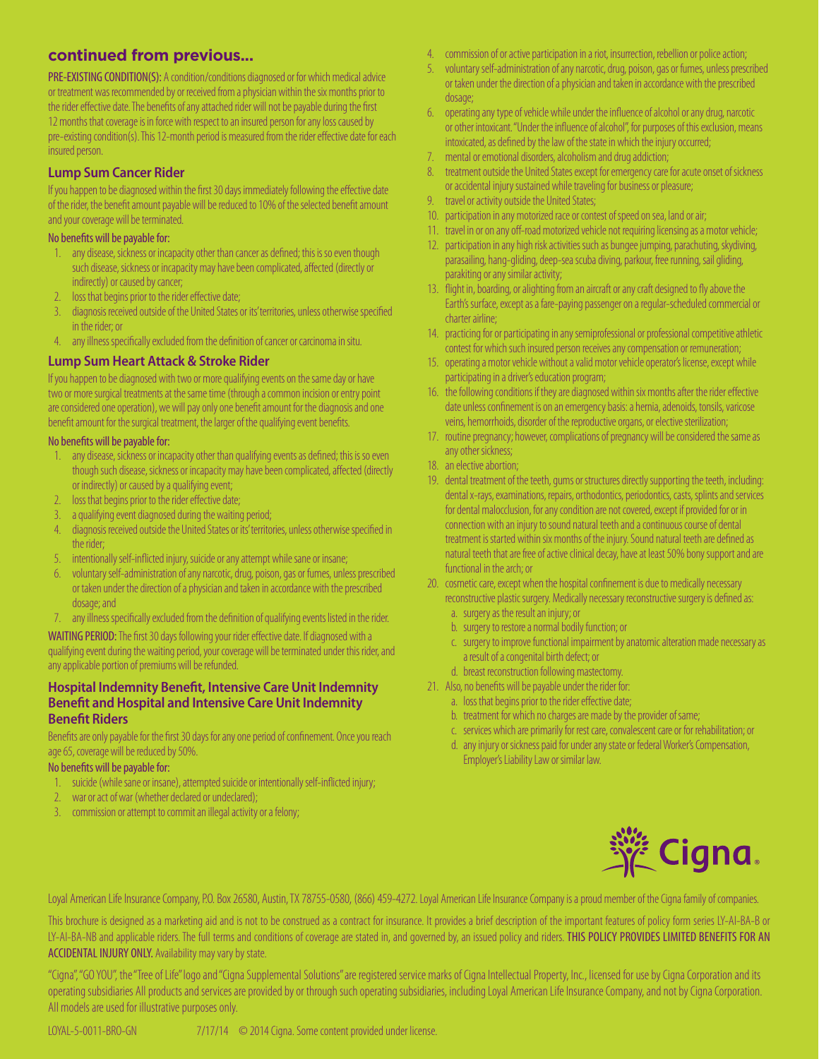## continued from previous...

**PRE-EXISTING CONDITION(S):** A condition/conditions diagnosed or for which medical advice or treatment was recommended by or received from a physician within the six months prior to the rider effective date. The benefits of any attached rider will not be payable during the first 12 months that coverage is in force with respect to an insured person for any loss caused by pre-existing condition(s). This 12-month period is measured from the rider effective date for each insured person.

### Lump Sum Cancer Rider

If you happen to be diagnosed within the first 30 days immediately following the effective date of the rider, the benefit amount payable will be reduced to 10% of the selected benefit amount and your coverage will be terminated.

**No benefits will be payable for:**

1. any disease, sickness or incapacity other than cancer as defined; this is so even though such disease, sickness or incapacity may have been complicated, affected (directly or indirectly) or caused by cancer;
2. loss that begins prior to the rider effective date;
3. diagnosis received outside of the United States or its' territories, unless otherwise specified in the rider; or
4. any illness specifically excluded from the definition of cancer or carcinoma in situ.

### Lump Sum Heart Attack & Stroke Rider

If you happen to be diagnosed with two or more qualifying events on the same day or have two or more surgical treatments at the same time (through a common incision or entry point are considered one operation), we will pay only one benefit amount for the diagnosis and one benefit amount for the surgical treatment, the larger of the qualifying event benefits.

**No benefits will be payable for:**

1. any disease, sickness or incapacity other than qualifying events as defined; this is so even though such disease, sickness or incapacity may have been complicated, affected (directly or indirectly) or caused by a qualifying event;
2. loss that begins prior to the rider effective date;
3. a qualifying event diagnosed during the waiting period;
4. diagnosis received outside the United States or its' territories, unless otherwise specified in the rider;
5. intentionally self-inflicted injury, suicide or any attempt while sane or insane;
6. voluntary self-administration of any narcotic, drug, poison, gas or fumes, unless prescribed or taken under the direction of a physician and taken in accordance with the prescribed dosage; and
7. any illness specifically excluded from the definition of qualifying events listed in the rider.

**WAITING PERIOD:** The first 30 days following your rider effective date. If diagnosed with a qualifying event during the waiting period, your coverage will be terminated under this rider, and any applicable portion of premiums will be refunded.

### Hospital Indemnity Benefit, Intensive Care Unit Indemnity Benefit and Hospital and Intensive Care Unit Indemnity Benefit Riders

Benefits are only payable for the first 30 days for any one period of confinement. Once you reach age 65, coverage will be reduced by 50%.

**No benefits will be payable for:**

1. suicide (while sane or insane), attempted suicide or intentionally self-inflicted injury;
2. war or act of war (whether declared or undeclared);
3. commission or attempt to commit an illegal activity or a felony;
4. commission of or active participation in a riot, insurrection, rebellion or police action;
5. voluntary self-administration of any narcotic, drug, poison, gas or fumes, unless prescribed or taken under the direction of a physician and taken in accordance with the prescribed dosage;
6. operating any type of vehicle while under the influence of alcohol or any drug, narcotic or other intoxicant. "Under the influence of alcohol", for purposes of this exclusion, means intoxicated, as defined by the law of the state in which the injury occurred;
7. mental or emotional disorders, alcoholism and drug addiction;
8. treatment outside the United States except for emergency care for acute onset of sickness or accidental injury sustained while traveling for business or pleasure;
9. travel or activity outside the United States;
10. participation in any motorized race or contest of speed on sea, land or air;
11. travel in or on any off-road motorized vehicle not requiring licensing as a motor vehicle;
12. participation in any high risk activities such as bungee jumping, parachuting, skydiving, parasailing, hang-gliding, deep-sea scuba diving, parkour, free running, sail gliding, parakiting or any similar activity;
13. flight in, boarding, or alighting from an aircraft or any craft designed to fly above the Earth's surface, except as a fare-paying passenger on a regular-scheduled commercial or charter airline;
14. practicing for or participating in any semiprofessional or professional competitive athletic contest for which such insured person receives any compensation or remuneration;
15. operating a motor vehicle without a valid motor vehicle operator's license, except while participating in a driver's education program;
16. the following conditions if they are diagnosed within six months after the rider effective date unless confinement is on an emergency basis: a hernia, adenoids, tonsils, varicose veins, hemorrhoids, disorder of the reproductive organs, or elective sterilization;
17. routine pregnancy; however, complications of pregnancy will be considered the same as any other sickness;
18. an elective abortion;
19. dental treatment of the teeth, gums or structures directly supporting the teeth, including: dental x-rays, examinations, repairs, orthodontics, periodontics, casts, splints and services for dental malocclusion, for any condition are not covered, except if provided for or in connection with an injury to sound natural teeth and a continuous course of dental treatment is started within six months of the injury. Sound natural teeth are defined as natural teeth that are free of active clinical decay, have at least 50% bony support and are functional in the arch; or
20. cosmetic care, except when the hospital confinement is due to medically necessary reconstructive plastic surgery. Medically necessary reconstructive surgery is defined as:
    a. surgery as the result an injury; or
    b. surgery to restore a normal bodily function; or
    c. surgery to improve functional impairment by anatomic alteration made necessary as a result of a congenital birth defect; or
    d. breast reconstruction following mastectomy.
21. Also, no benefits will be payable under the rider for:
    a. loss that begins prior to the rider effective date;
    b. treatment for which no charges are made by the provider of same;
    c. services which are primarily for rest care, convalescent care or for rehabilitation; or
    d. any injury or sickness paid for under any state or federal Worker's Compensation, Employer's Liability Law or similar law.

Cigna.

Loyal American Life Insurance Company, P.O. Box 26580, Austin, TX 78755-0580, (866) 459-4272. Loyal American Life Insurance Company is a proud member of the Cigna family of companies.

This brochure is designed as a marketing aid and is not to be construed as a contract for insurance. It provides a brief description of the important features of policy form series LY-AI-BA-B or LY-AI-BA-NB and applicable riders. The full terms and conditions of coverage are stated in, and governed by, an issued policy and riders. **THIS POLICY PROVIDES LIMITED BENEFITS FOR AN ACCIDENTAL INJURY ONLY.** Availability may vary by state.

"Cigna", "GO YOU", the "Tree of Life" logo and "Cigna Supplemental Solutions" are registered service marks of Cigna Intellectual Property, Inc., licensed for use by Cigna Corporation and its operating subsidiaries All products and services are provided by or through such operating subsidiaries, including Loyal American Life Insurance Company, and not by Cigna Corporation. All models are used for illustrative purposes only.

LOYAL-5-0011-BRO-GN 7/17/14 © 2014 Cigna. Some content provided under license.